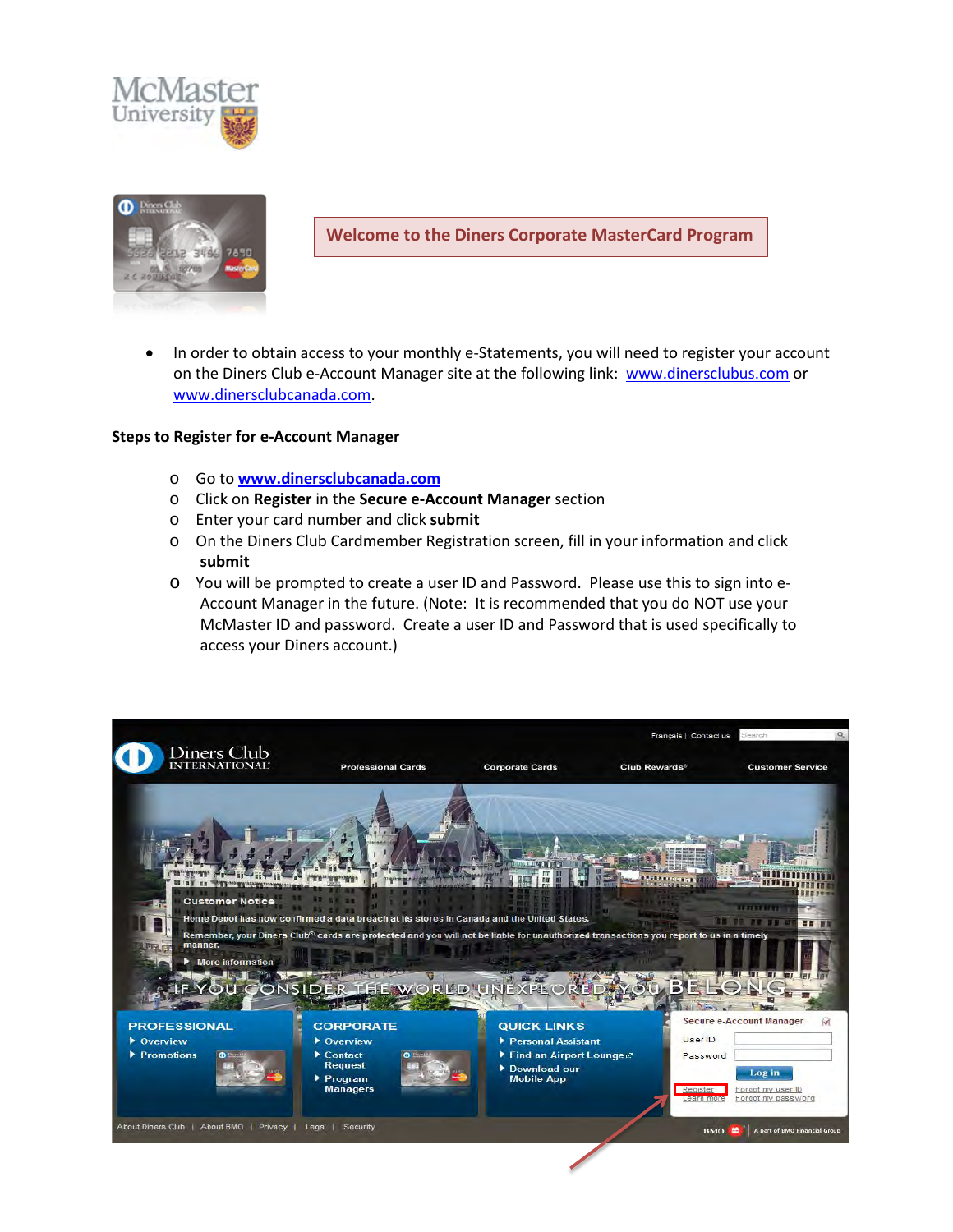# Welcome to the Diners Corporate MasterCard Program

- In order to obtain access to your monthly e-Statements, you will need to register your account on the Diners Club e-Account Manager site at the following link: www.dinersclubus.com or www.dinersclubcanada.com.

**Steps to Register for e-Account Manager**

- Go to **www.dinersclubcanada.com**
- Click on **Register** in the **Secure e-Account Manager** section
- Enter your card number and click **submit**
- On the Diners Club Cardmember Registration screen, fill in your information and click **submit**
- You will be prompted to create a user ID and Password. Please use this to sign into e-Account Manager in the future. (Note: It is recommended that you do NOT use your McMaster ID and password. Create a user ID and Password that is used specifically to access your Diners account.)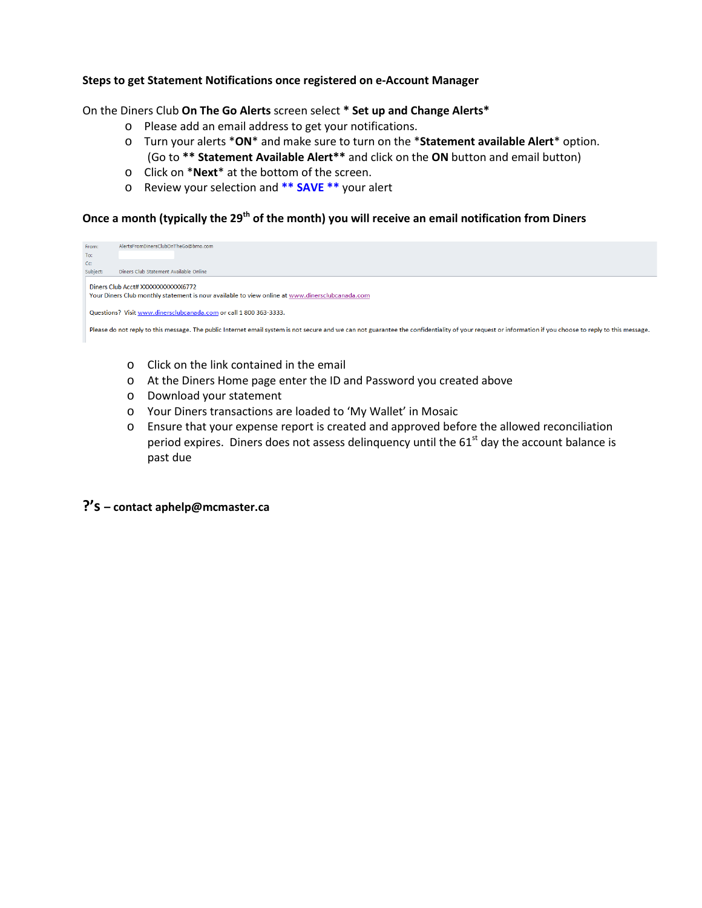**Steps to get Statement Notifications once registered on e-Account Manager**

On the Diners Club **On The Go Alerts** screen select * **Set up and Change Alerts***

- Please add an email address to get your notifications.
- Turn your alerts ***ON*** and make sure to turn on the ***Statement available Alert*** option. (Go to **** Statement Available Alert**** and click on the **ON** button and email button)
- Click on ***Next*** at the bottom of the screen.
- Review your selection and **** SAVE **** your alert

**Once a month (typically the 29th of the month) you will receive an email notification from Diners**

From: AlertsFromDinersClubOnTheGo@bmo.com
To:
Cc:
Subject: Diners Club Statement Available Online

Diners Club Acct# XXXXXXXXXXXX6772
Your Diners Club monthly statement is now available to view online at www.dinersclubcanada.com

Questions? Visit www.dinersclubcanada.com or call 1 800 363-3333.

Please do not reply to this message. The public Internet email system is not secure and we can not guarantee the confidentiality of your request or information if you choose to reply to this message.

- Click on the link contained in the email
- At the Diners Home page enter the ID and Password you created above
- Download your statement
- Your Diners transactions are loaded to 'My Wallet' in Mosaic
- Ensure that your expense report is created and approved before the allowed reconciliation period expires. Diners does not assess delinquency until the 61st day the account balance is past due

**?'s – contact aphelp@mcmaster.ca**